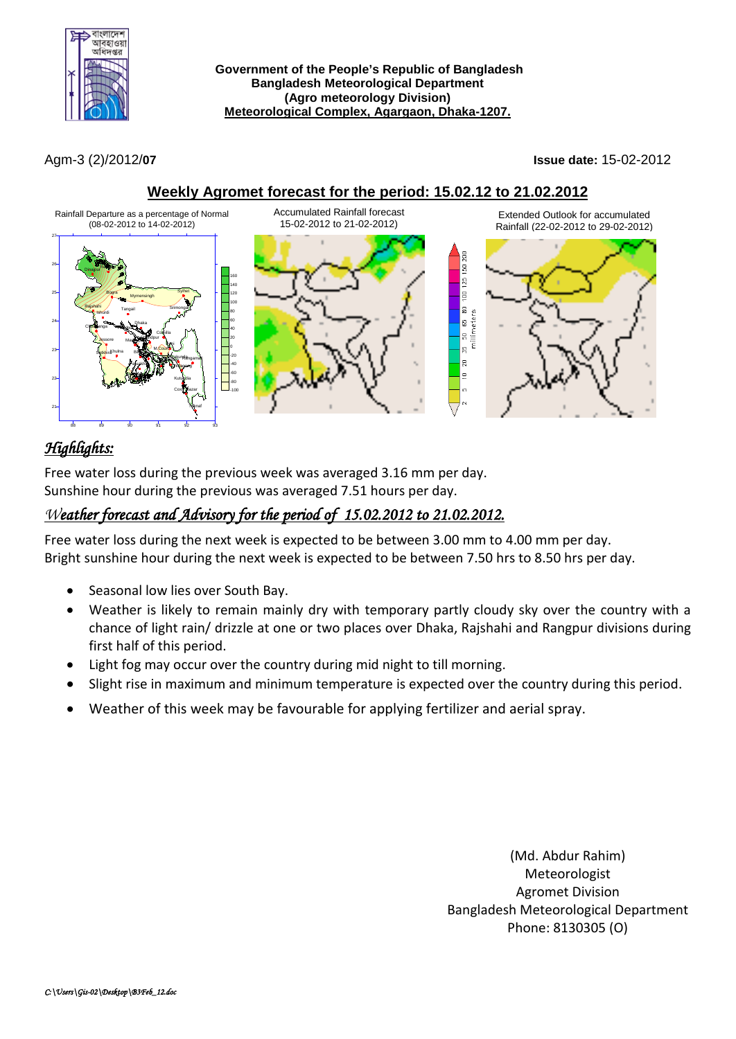**Government of the People's Republic of Bangladesh**
**Bangladesh Meteorological Department**
**(Agro meteorology Division)**
**Meteorological Complex, Agargaon, Dhaka-1207.**

Agm-3 (2)/2012/**07**

**Issue date:** 15-02-2012

## Weekly Agromet forecast for the period: 15.02.12 to 21.02.2012

Rainfall Departure as a percentage of Normal (08-02-2012 to 14-02-2012)

Accumulated Rainfall forecast 15-02-2012 to 21-02-2012

Extended Outlook for accumulated Rainfall (22-02-2012 to 29-02-2012)

## *Highlights:*

Free water loss during the previous week was averaged 3.16 mm per day.
Sunshine hour during the previous was averaged 7.51 hours per day.

## *Weather forecast and Advisory for the period of 15.02.2012 to 21.02.2012.*

Free water loss during the next week is expected to be between 3.00 mm to 4.00 mm per day.
Bright sunshine hour during the next week is expected to be between 7.50 hrs to 8.50 hrs per day.

- Seasonal low lies over South Bay.
- Weather is likely to remain mainly dry with temporary partly cloudy sky over the country with a chance of light rain/ drizzle at one or two places over Dhaka, Rajshahi and Rangpur divisions during first half of this period.
- Light fog may occur over the country during mid night to till morning.
- Slight rise in maximum and minimum temperature is expected over the country during this period.
- Weather of this week may be favourable for applying fertilizer and aerial spray.

(Md. Abdur Rahim)
Meteorologist
Agromet Division
Bangladesh Meteorological Department
Phone: 8130305 (O)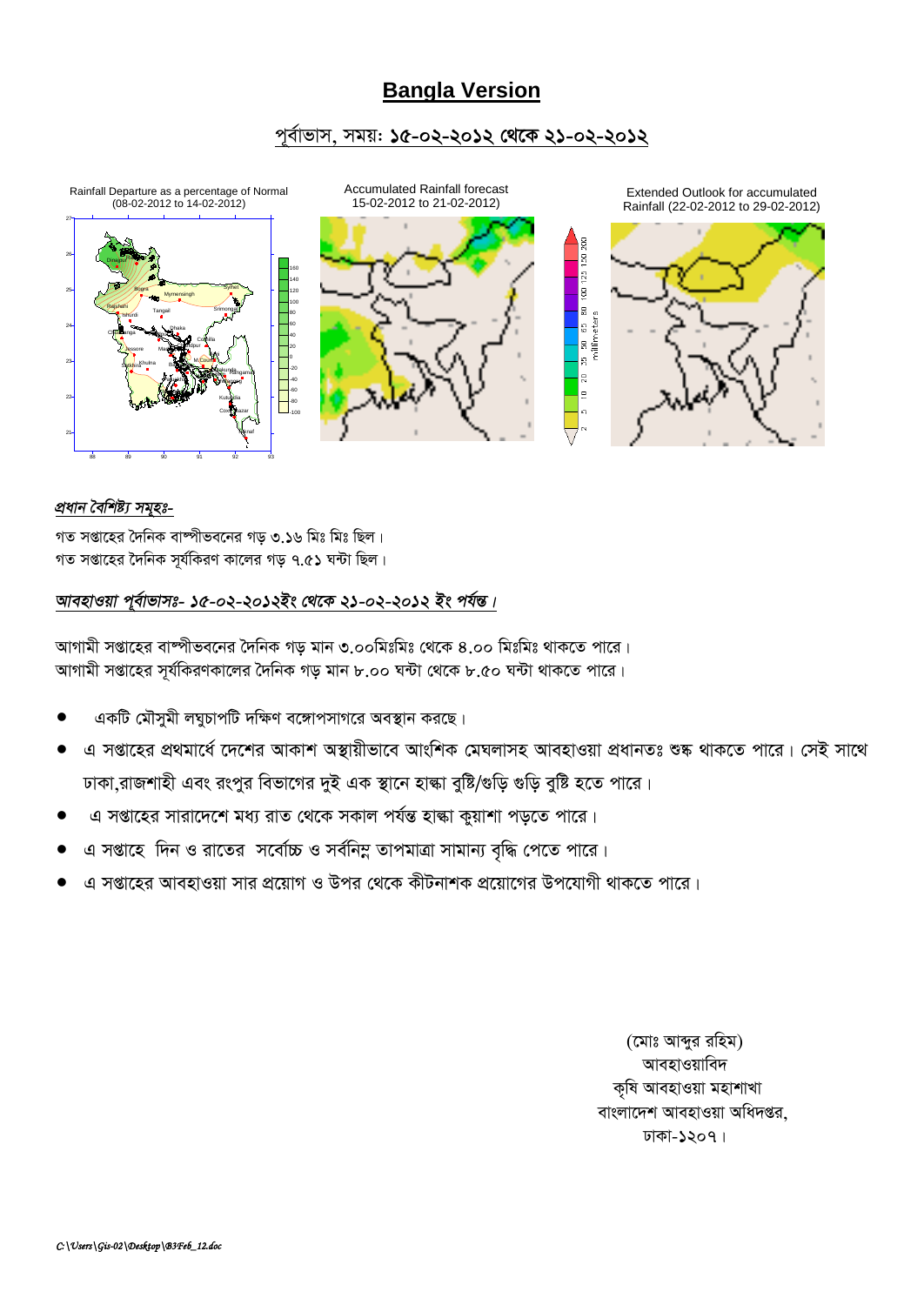# **Bangla Version**

## পূর্বাভাস, সময়ঃ **১৫-০২-২০১২ থেকে ২১-০২-২০১২**

Rainfall Departure as a percentage of Normal (08-02-2012 to 14-02-2012)

Accumulated Rainfall forecast 15-02-2012 to 21-02-2012)

Extended Outlook for accumulated Rainfall (22-02-2012 to 29-02-2012)

### *প্রধান বৈশিষ্ট্য সমূহঃ-*

গত সপ্তাহের দৈনিক বাষ্পীভবনের গড় ৩.১৬ মিঃ মিঃ ছিল।
গত সপ্তাহের দৈনিক সূর্যকিরণ কালের গড় ৭.৫১ ঘন্টা ছিল।

### *আবহাওয়া পূর্বাভাসঃ- ১৫-০২-২০১২ইং থেকে ২১-০২-২০১২ ইং পর্যন্ত।*

আগামী সপ্তাহের বাষ্পীভবনের দৈনিক গড় মান ৩.০০মিঃমিঃ থেকে ৪.০০ মিঃমিঃ থাকতে পারে।
আগামী সপ্তাহের সূর্যকিরণকালের দৈনিক গড় মান ৮.০০ ঘন্টা থেকে ৮.৫০ ঘন্টা থাকতে পারে।

- একটি মৌসুমী লঘুচাপটি দক্ষিণ বঙ্গোপসাগরে অবস্থান করছে।
- এ সপ্তাহের প্রথমার্ধে দেশের আকাশ অস্থায়ীভাবে আংশিক মেঘলাসহ আবহাওয়া প্রধানতঃ শুষ্ক থাকতে পারে। সেই সাথে ঢাকা,রাজশাহী এবং রংপুর বিভাগের দুই এক স্থানে হাল্কা বৃষ্টি/গুড়ি গুড়ি বৃষ্টি হতে পারে।
- এ সপ্তাহের সারাদেশে মধ্য রাত থেকে সকাল পর্যন্ত হাল্কা কুয়াশা পড়তে পারে।
- এ সপ্তাহে দিন ও রাতের সর্বোচ্চ ও সর্বনিম্ন তাপমাত্রা সামান্য বৃদ্ধি পেতে পারে।
- এ সপ্তাহের আবহাওয়া সার প্রয়োগ ও উপর থেকে কীটনাশক প্রয়োগের উপযোগী থাকতে পারে।

(মোঃ আব্দুর রহিম)
আবহাওয়াবিদ
কৃষি আবহাওয়া মহাশাখা
বাংলাদেশ আবহাওয়া অধিদপ্তর,
ঢাকা-১২০৭।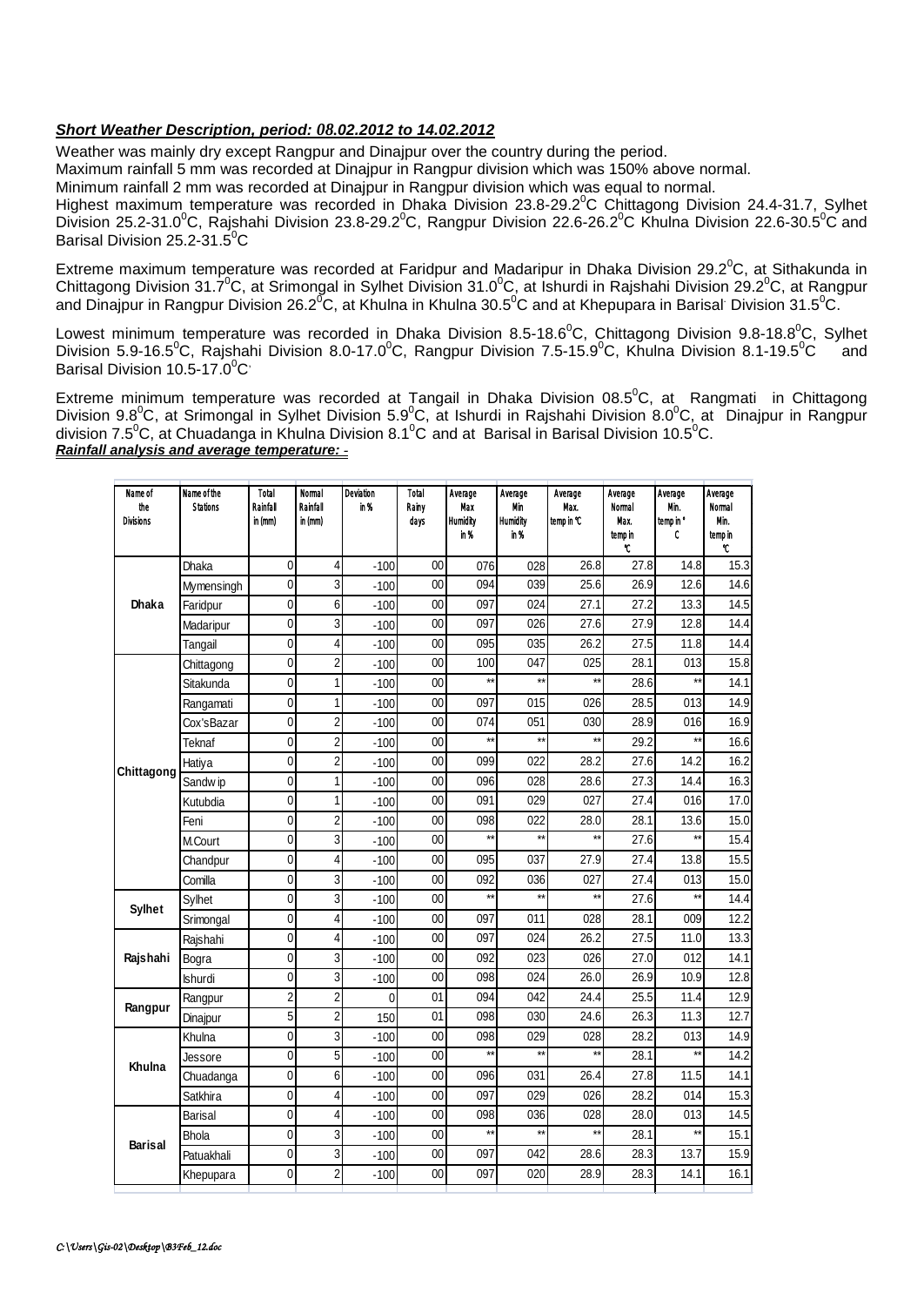***Short Weather Description, period: 08.02.2012 to 14.02.2012***

Weather was mainly dry except Rangpur and Dinajpur over the country during the period.

Maximum rainfall 5 mm was recorded at Dinajpur in Rangpur division which was 150% above normal.

Minimum rainfall 2 mm was recorded at Dinajpur in Rangpur division which was equal to normal.

Highest maximum temperature was recorded in Dhaka Division 23.8-29.2$^0$C Chittagong Division 24.4-31.7, Sylhet Division 25.2-31.0$^0$C, Rajshahi Division 23.8-29.2$^0$C, Rangpur Division 22.6-26.2$^0$C Khulna Division 22.6-30.5$^0$C and Barisal Division 25.2-31.5$^0$C

Extreme maximum temperature was recorded at Faridpur and Madaripur in Dhaka Division 29.2$^0$C, at Sithakunda in Chittagong Division 31.7$^0$C, at Srimongal in Sylhet Division 31.0$^0$C, at Ishurdi in Rajshahi Division 29.2$^0$C, at Rangpur and Dinajpur in Rangpur Division 26.2$^0$C, at Khulna in Khulna 30.5$^0$C and at Khepupara in Barisal Division 31.5$^0$C.

Lowest minimum temperature was recorded in Dhaka Division 8.5-18.6$^0$C, Chittagong Division 9.8-18.8$^0$C, Sylhet Division 5.9-16.5$^0$C, Rajshahi Division 8.0-17.0$^0$C, Rangpur Division 7.5-15.9$^0$C, Khulna Division 8.1-19.5$^0$C and Barisal Division 10.5-17.0$^0$C.

Extreme minimum temperature was recorded at Tangail in Dhaka Division 08.5$^0$C, at Rangmati in Chittagong Division 9.8$^0$C, at Srimongal in Sylhet Division 5.9$^0$C, at Ishurdi in Rajshahi Division 8.0$^0$C, at Dinajpur in Rangpur division 7.5$^0$C, at Chuadanga in Khulna Division 8.1$^0$C and at Barisal in Barisal Division 10.5$^0$C.

***Rainfall analysis and average temperature: -***

| Name of the Divisions | Name of the Stations | Total Rainfall in (mm) | Normal Rainfall in (mm) | Deviation in % | Total Rainy days | Average Max Humidity in % | Average Min Humidity in % | Average Max. temp in ℃ | Average Normal Max. temp in ℃ | Average Min. temp in ° C | Average Normal Min. temp in ℃ |
|---|---|---|---|---|---|---|---|---|---|---|---|
| Dhaka | Dhaka | 0 | 4 | -100 | 00 | 076 | 028 | 26.8 | 27.8 | 14.8 | 15.3 |
| | Mymensingh | 0 | 3 | -100 | 00 | 094 | 039 | 25.6 | 26.9 | 12.6 | 14.6 |
| | Faridpur | 0 | 6 | -100 | 00 | 097 | 024 | 27.1 | 27.2 | 13.3 | 14.5 |
| | Madaripur | 0 | 3 | -100 | 00 | 097 | 026 | 27.6 | 27.9 | 12.8 | 14.4 |
| | Tangail | 0 | 4 | -100 | 00 | 095 | 035 | 26.2 | 27.5 | 11.8 | 14.4 |
| Chittagong | Chittagong | 0 | 2 | -100 | 00 | 100 | 047 | 025 | 28.1 | 013 | 15.8 |
| | Sitakunda | 0 | 1 | -100 | 00 | ** | ** | ** | 28.6 | ** | 14.1 |
| | Rangamati | 0 | 1 | -100 | 00 | 097 | 015 | 026 | 28.5 | 013 | 14.9 |
| | Cox'sBazar | 0 | 2 | -100 | 00 | 074 | 051 | 030 | 28.9 | 016 | 16.9 |
| | Teknaf | 0 | 2 | -100 | 00 | ** | ** | ** | 29.2 | ** | 16.6 |
| | Hatiya | 0 | 2 | -100 | 00 | 099 | 022 | 28.2 | 27.6 | 14.2 | 16.2 |
| | Sandwip | 0 | 1 | -100 | 00 | 096 | 028 | 28.6 | 27.3 | 14.4 | 16.3 |
| | Kutubdia | 0 | 1 | -100 | 00 | 091 | 029 | 027 | 27.4 | 016 | 17.0 |
| | Feni | 0 | 2 | -100 | 00 | 098 | 022 | 28.0 | 28.1 | 13.6 | 15.0 |
| | M.Court | 0 | 3 | -100 | 00 | ** | ** | ** | 27.6 | ** | 15.4 |
| | Chandpur | 0 | 4 | -100 | 00 | 095 | 037 | 27.9 | 27.4 | 13.8 | 15.5 |
| | Comilla | 0 | 3 | -100 | 00 | 092 | 036 | 027 | 27.4 | 013 | 15.0 |
| Sylhet | Sylhet | 0 | 3 | -100 | 00 | ** | ** | ** | 27.6 | ** | 14.4 |
| | Srimongal | 0 | 4 | -100 | 00 | 097 | 011 | 028 | 28.1 | 009 | 12.2 |
| Rajshahi | Rajshahi | 0 | 4 | -100 | 00 | 097 | 024 | 26.2 | 27.5 | 11.0 | 13.3 |
| | Bogra | 0 | 3 | -100 | 00 | 092 | 023 | 026 | 27.0 | 012 | 14.1 |
| | Ishurdi | 0 | 3 | -100 | 00 | 098 | 024 | 26.0 | 26.9 | 10.9 | 12.8 |
| Rangpur | Rangpur | 2 | 2 | 0 | 01 | 094 | 042 | 24.4 | 25.5 | 11.4 | 12.9 |
| | Dinajpur | 5 | 2 | 150 | 01 | 098 | 030 | 24.6 | 26.3 | 11.3 | 12.7 |
| Khulna | Khulna | 0 | 3 | -100 | 00 | 098 | 029 | 028 | 28.2 | 013 | 14.9 |
| | Jessore | 0 | 5 | -100 | 00 | ** | ** | ** | 28.1 | ** | 14.2 |
| | Chuadanga | 0 | 6 | -100 | 00 | 096 | 031 | 26.4 | 27.8 | 11.5 | 14.1 |
| | Satkhira | 0 | 4 | -100 | 00 | 097 | 029 | 026 | 28.2 | 014 | 15.3 |
| Barisal | Barisal | 0 | 4 | -100 | 00 | 098 | 036 | 028 | 28.0 | 013 | 14.5 |
| | Bhola | 0 | 3 | -100 | 00 | ** | ** | ** | 28.1 | ** | 15.1 |
| | Patuakhali | 0 | 3 | -100 | 00 | 097 | 042 | 28.6 | 28.3 | 13.7 | 15.9 |
| | Khepupara | 0 | 2 | -100 | 00 | 097 | 020 | 28.9 | 28.3 | 14.1 | 16.1 |